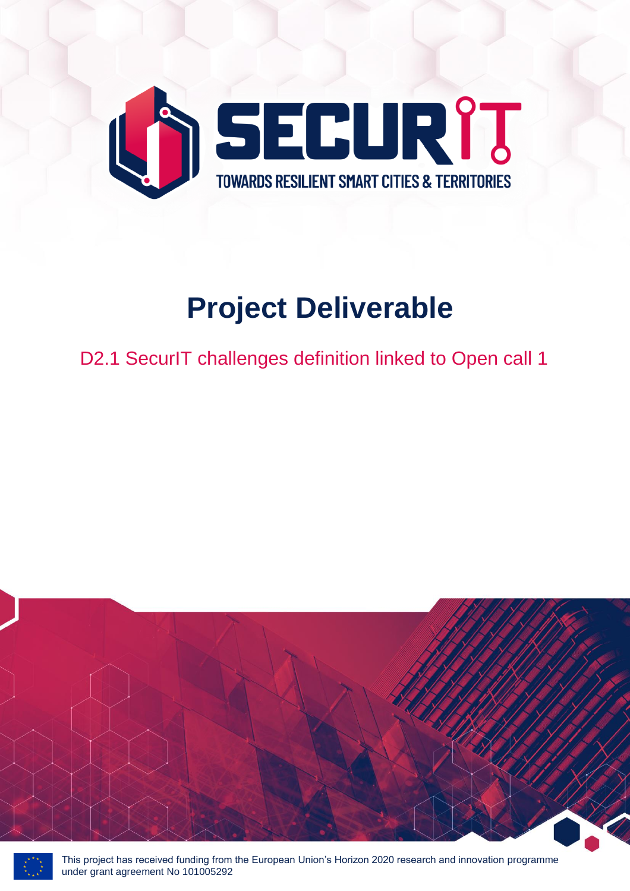SECURIT

TOWARDS RESILIENT SMART CITIES & TERRITORIES

# Project Deliverable

## D2.1 SecurIT challenges definition linked to Open call 1

This project has received funding from the European Union's Horizon 2020 research and innovation programme under grant agreement No 101005292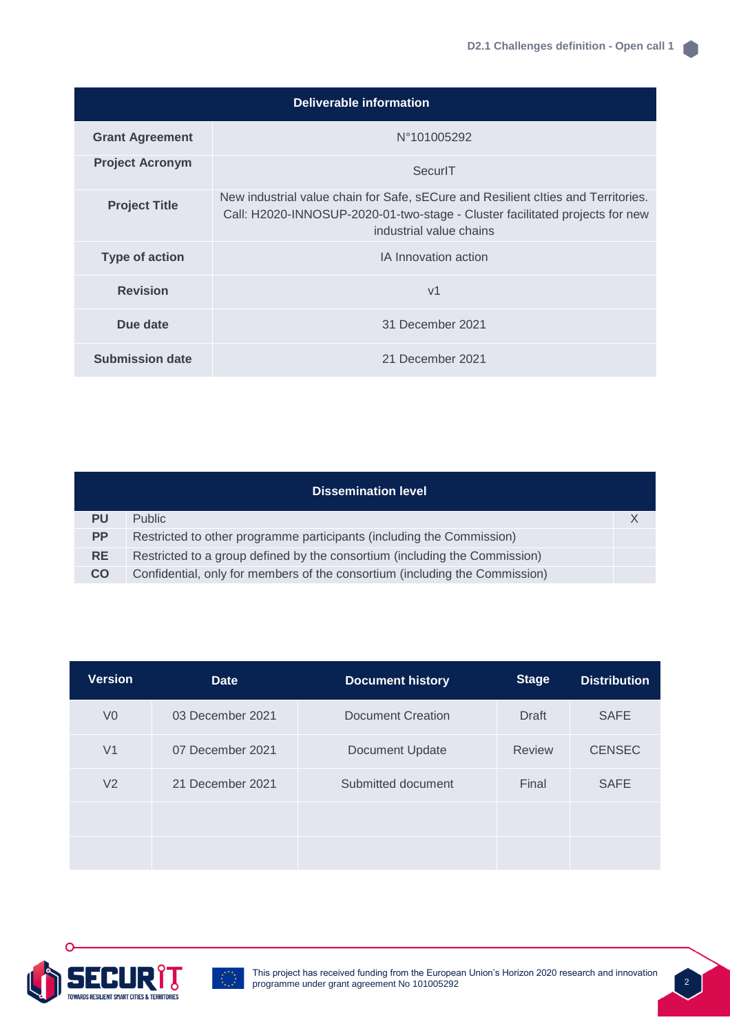| Deliverable information | |
|---|---|
| **Grant Agreement** | N°101005292 |
| **Project Acronym** | SecurIT |
| **Project Title** | New industrial value chain for Safe, sECure and Resilient cIties and Territories. Call: H2020-INNOSUP-2020-01-two-stage - Cluster facilitated projects for new industrial value chains |
| **Type of action** | IA Innovation action |
| **Revision** | v1 |
| **Due date** | 31 December 2021 |
| **Submission date** | 21 December 2021 |

| Dissemination level | | |
|---|---|---|
| **PU** | Public | X |
| **PP** | Restricted to other programme participants (including the Commission) | |
| **RE** | Restricted to a group defined by the consortium (including the Commission) | |
| **CO** | Confidential, only for members of the consortium (including the Commission) | |

| Version | Date | Document history | Stage | Distribution |
|---|---|---|---|---|
| V0 | 03 December 2021 | Document Creation | Draft | SAFE |
| V1 | 07 December 2021 | Document Update | Review | CENSEC |
| V2 | 21 December 2021 | Submitted document | Final | SAFE |
| | | | | |
| | | | | |

This project has received funding from the European Union's Horizon 2020 research and innovation programme under grant agreement No 101005292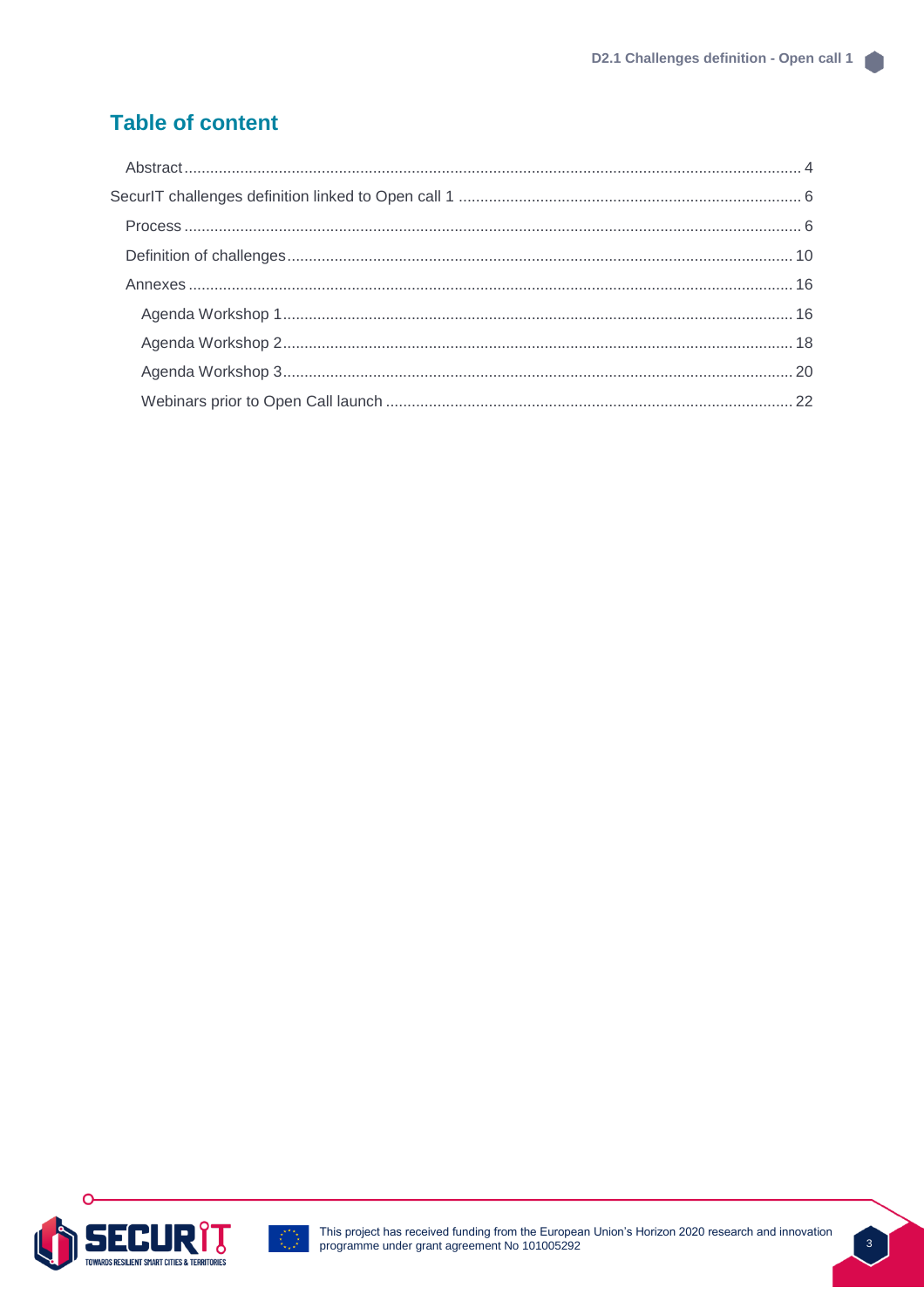## Table of content

- Abstract ... 4
- SecurIT challenges definition linked to Open call 1 ... 6
  - Process ... 6
  - Definition of challenges ... 10
  - Annexes ... 16
    - Agenda Workshop 1 ... 16
    - Agenda Workshop 2 ... 18
    - Agenda Workshop 3 ... 20
    - Webinars prior to Open Call launch ... 22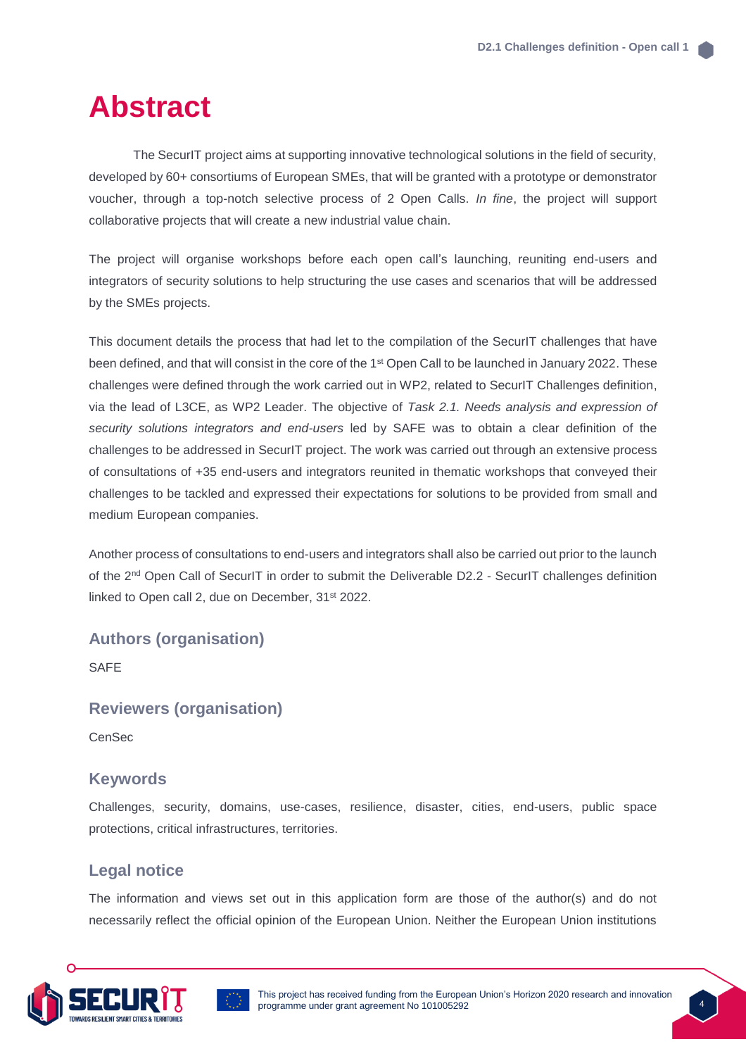# Abstract

The SecurIT project aims at supporting innovative technological solutions in the field of security, developed by 60+ consortiums of European SMEs, that will be granted with a prototype or demonstrator voucher, through a top-notch selective process of 2 Open Calls. *In fine*, the project will support collaborative projects that will create a new industrial value chain.

The project will organise workshops before each open call's launching, reuniting end-users and integrators of security solutions to help structuring the use cases and scenarios that will be addressed by the SMEs projects.

This document details the process that had let to the compilation of the SecurIT challenges that have been defined, and that will consist in the core of the 1st Open Call to be launched in January 2022. These challenges were defined through the work carried out in WP2, related to SecurIT Challenges definition, via the lead of L3CE, as WP2 Leader. The objective of *Task 2.1. Needs analysis and expression of security solutions integrators and end-users* led by SAFE was to obtain a clear definition of the challenges to be addressed in SecurIT project. The work was carried out through an extensive process of consultations of +35 end-users and integrators reunited in thematic workshops that conveyed their challenges to be tackled and expressed their expectations for solutions to be provided from small and medium European companies.

Another process of consultations to end-users and integrators shall also be carried out prior to the launch of the 2nd Open Call of SecurIT in order to submit the Deliverable D2.2 - SecurIT challenges definition linked to Open call 2, due on December, 31st 2022.

## Authors (organisation)

SAFE

## Reviewers (organisation)

CenSec

## Keywords

Challenges, security, domains, use-cases, resilience, disaster, cities, end-users, public space protections, critical infrastructures, territories.

## Legal notice

The information and views set out in this application form are those of the author(s) and do not necessarily reflect the official opinion of the European Union. Neither the European Union institutions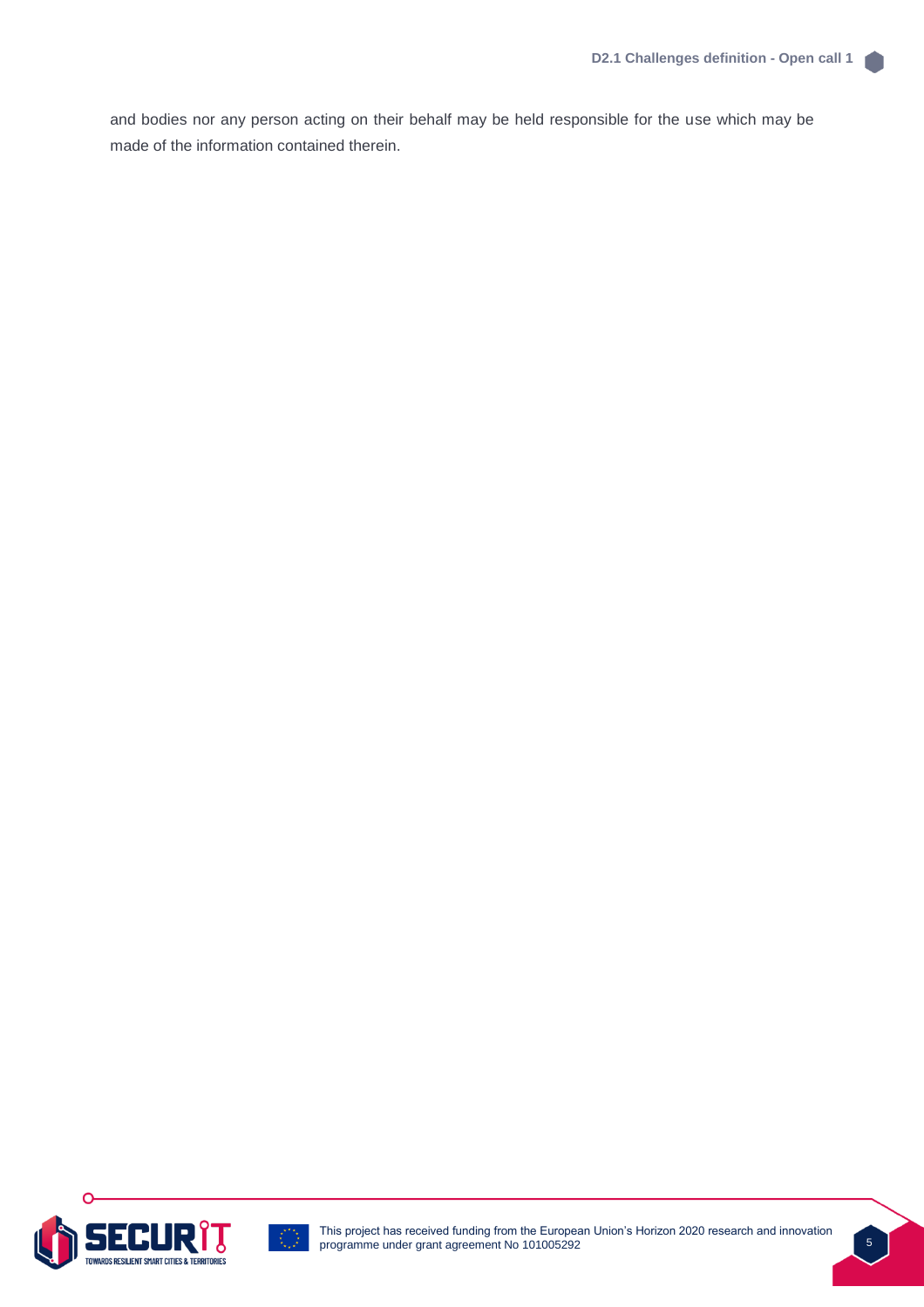and bodies nor any person acting on their behalf may be held responsible for the use which may be made of the information contained therein.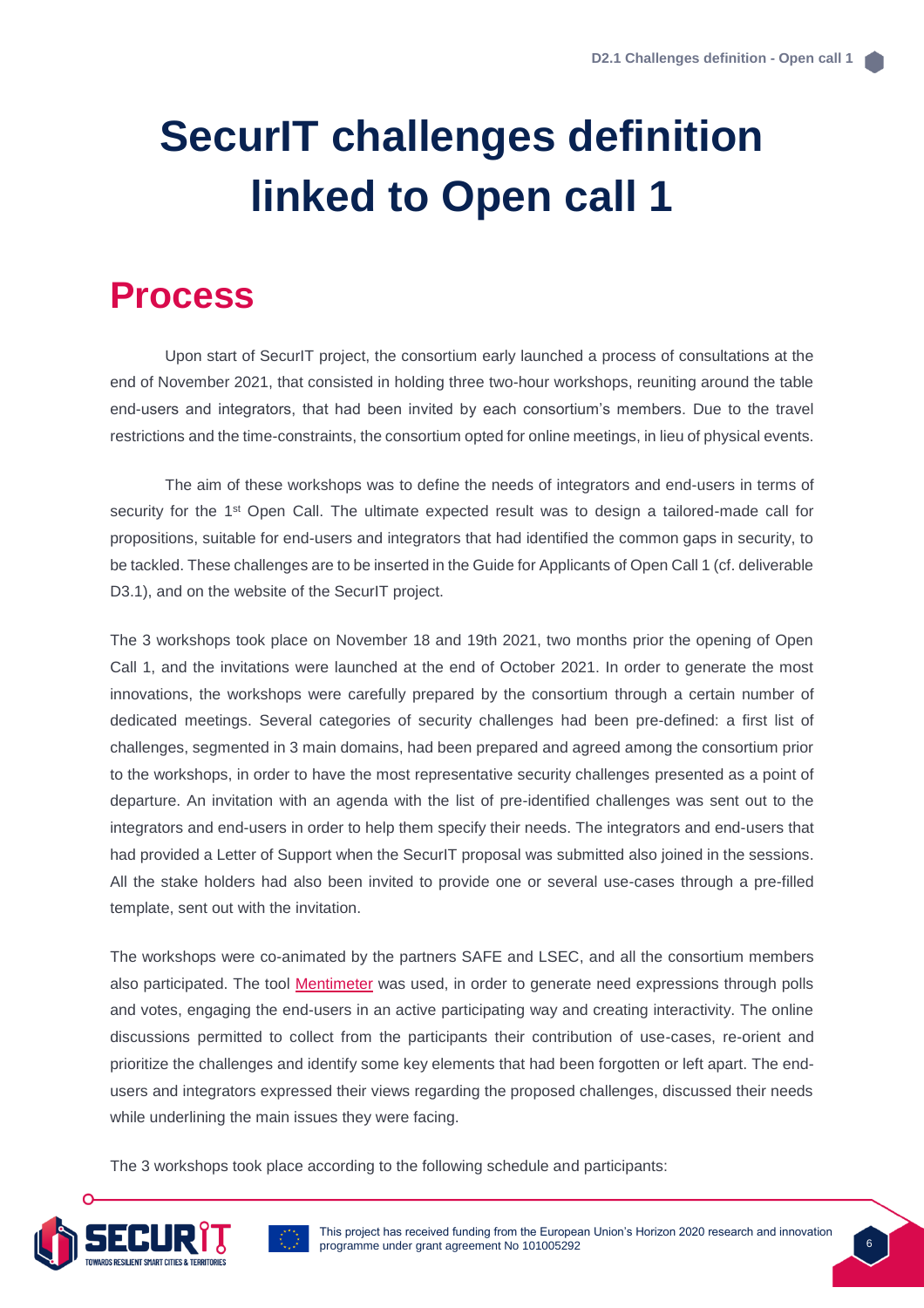# SecurIT challenges definition linked to Open call 1

## Process

Upon start of SecurIT project, the consortium early launched a process of consultations at the end of November 2021, that consisted in holding three two-hour workshops, reuniting around the table end-users and integrators, that had been invited by each consortium's members. Due to the travel restrictions and the time-constraints, the consortium opted for online meetings, in lieu of physical events.

The aim of these workshops was to define the needs of integrators and end-users in terms of security for the 1st Open Call. The ultimate expected result was to design a tailored-made call for propositions, suitable for end-users and integrators that had identified the common gaps in security, to be tackled. These challenges are to be inserted in the Guide for Applicants of Open Call 1 (cf. deliverable D3.1), and on the website of the SecurIT project.

The 3 workshops took place on November 18 and 19th 2021, two months prior the opening of Open Call 1, and the invitations were launched at the end of October 2021. In order to generate the most innovations, the workshops were carefully prepared by the consortium through a certain number of dedicated meetings. Several categories of security challenges had been pre-defined: a first list of challenges, segmented in 3 main domains, had been prepared and agreed among the consortium prior to the workshops, in order to have the most representative security challenges presented as a point of departure. An invitation with an agenda with the list of pre-identified challenges was sent out to the integrators and end-users in order to help them specify their needs. The integrators and end-users that had provided a Letter of Support when the SecurIT proposal was submitted also joined in the sessions. All the stake holders had also been invited to provide one or several use-cases through a pre-filled template, sent out with the invitation.

The workshops were co-animated by the partners SAFE and LSEC, and all the consortium members also participated. The tool Mentimeter was used, in order to generate need expressions through polls and votes, engaging the end-users in an active participating way and creating interactivity. The online discussions permitted to collect from the participants their contribution of use-cases, re-orient and prioritize the challenges and identify some key elements that had been forgotten or left apart. The end-users and integrators expressed their views regarding the proposed challenges, discussed their needs while underlining the main issues they were facing.

The 3 workshops took place according to the following schedule and participants: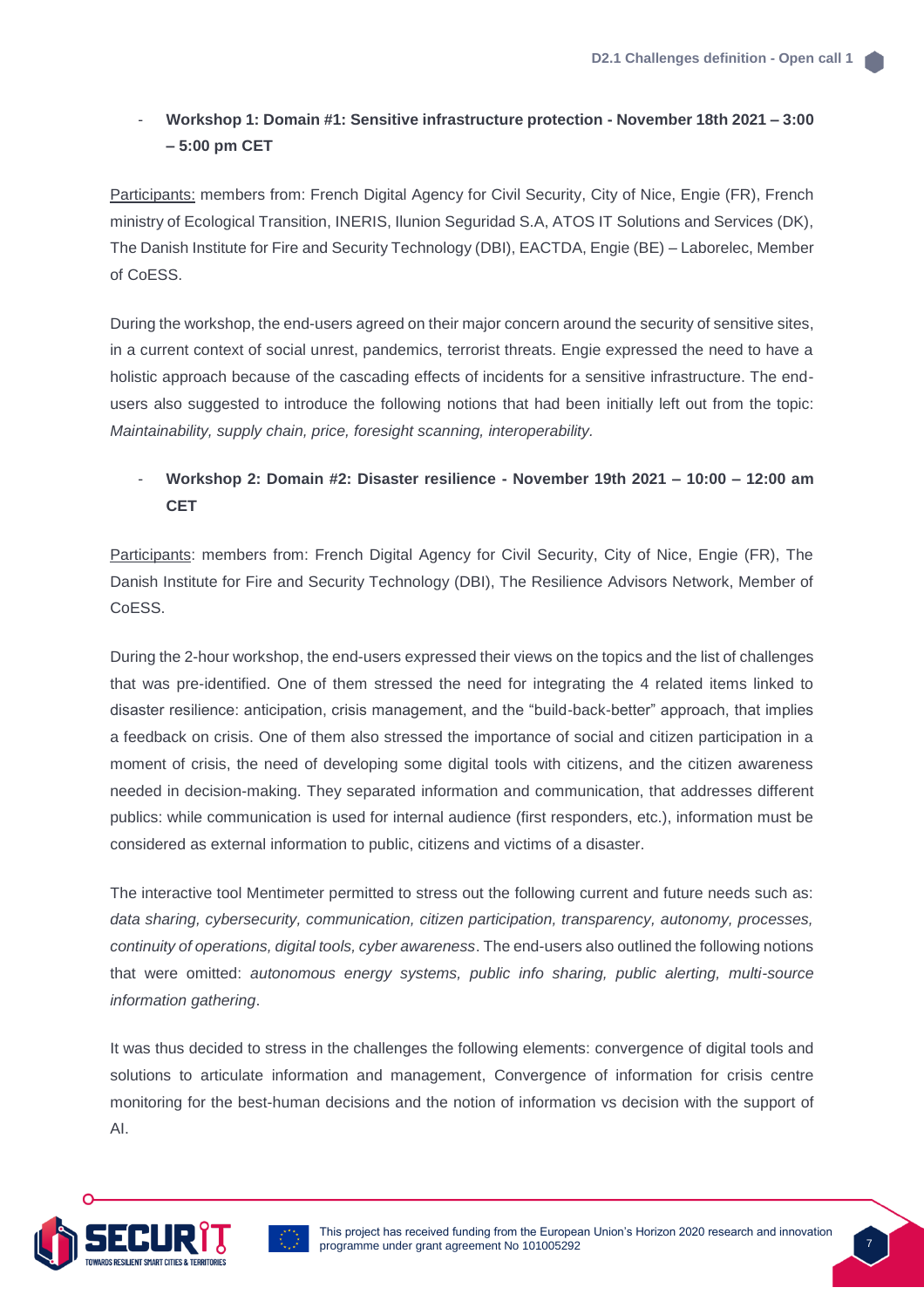- **Workshop 1: Domain #1: Sensitive infrastructure protection - November 18th 2021 – 3:00 – 5:00 pm CET**

Participants: members from: French Digital Agency for Civil Security, City of Nice, Engie (FR), French ministry of Ecological Transition, INERIS, Ilunion Seguridad S.A, ATOS IT Solutions and Services (DK), The Danish Institute for Fire and Security Technology (DBI), EACTDA, Engie (BE) – Laborelec, Member of CoESS.

During the workshop, the end-users agreed on their major concern around the security of sensitive sites, in a current context of social unrest, pandemics, terrorist threats. Engie expressed the need to have a holistic approach because of the cascading effects of incidents for a sensitive infrastructure. The end-users also suggested to introduce the following notions that had been initially left out from the topic: *Maintainability, supply chain, price, foresight scanning, interoperability.*

- **Workshop 2: Domain #2: Disaster resilience - November 19th 2021 – 10:00 – 12:00 am CET**

Participants: members from: French Digital Agency for Civil Security, City of Nice, Engie (FR), The Danish Institute for Fire and Security Technology (DBI), The Resilience Advisors Network, Member of CoESS.

During the 2-hour workshop, the end-users expressed their views on the topics and the list of challenges that was pre-identified. One of them stressed the need for integrating the 4 related items linked to disaster resilience: anticipation, crisis management, and the "build-back-better" approach, that implies a feedback on crisis. One of them also stressed the importance of social and citizen participation in a moment of crisis, the need of developing some digital tools with citizens, and the citizen awareness needed in decision-making. They separated information and communication, that addresses different publics: while communication is used for internal audience (first responders, etc.), information must be considered as external information to public, citizens and victims of a disaster.

The interactive tool Mentimeter permitted to stress out the following current and future needs such as: *data sharing, cybersecurity, communication, citizen participation, transparency, autonomy, processes, continuity of operations, digital tools, cyber awareness*. The end-users also outlined the following notions that were omitted: *autonomous energy systems, public info sharing, public alerting, multi-source information gathering*.

It was thus decided to stress in the challenges the following elements: convergence of digital tools and solutions to articulate information and management, Convergence of information for crisis centre monitoring for the best-human decisions and the notion of information vs decision with the support of AI.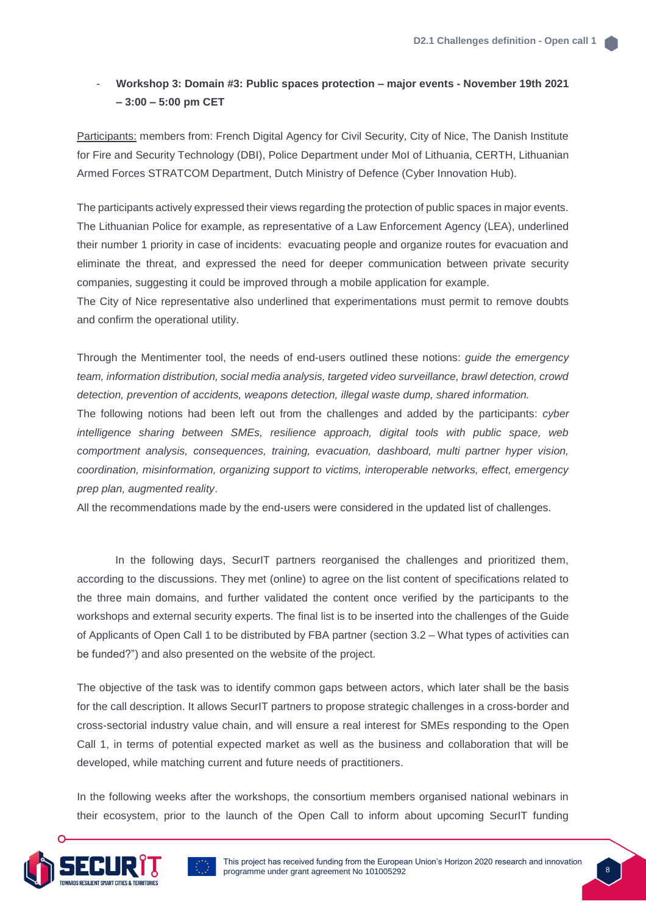- **Workshop 3: Domain #3: Public spaces protection – major events - November 19th 2021 – 3:00 – 5:00 pm CET**

Participants: members from: French Digital Agency for Civil Security, City of Nice, The Danish Institute for Fire and Security Technology (DBI), Police Department under MoI of Lithuania, CERTH, Lithuanian Armed Forces STRATCOM Department, Dutch Ministry of Defence (Cyber Innovation Hub).

The participants actively expressed their views regarding the protection of public spaces in major events. The Lithuanian Police for example, as representative of a Law Enforcement Agency (LEA), underlined their number 1 priority in case of incidents: evacuating people and organize routes for evacuation and eliminate the threat, and expressed the need for deeper communication between private security companies, suggesting it could be improved through a mobile application for example.

The City of Nice representative also underlined that experimentations must permit to remove doubts and confirm the operational utility.

Through the Mentimenter tool, the needs of end-users outlined these notions: *guide the emergency team, information distribution, social media analysis, targeted video surveillance, brawl detection, crowd detection, prevention of accidents, weapons detection, illegal waste dump, shared information.*

The following notions had been left out from the challenges and added by the participants: *cyber intelligence sharing between SMEs, resilience approach, digital tools with public space, web comportment analysis, consequences, training, evacuation, dashboard, multi partner hyper vision, coordination, misinformation, organizing support to victims, interoperable networks, effect, emergency prep plan, augmented reality*.

All the recommendations made by the end-users were considered in the updated list of challenges.

In the following days, SecurIT partners reorganised the challenges and prioritized them, according to the discussions. They met (online) to agree on the list content of specifications related to the three main domains, and further validated the content once verified by the participants to the workshops and external security experts. The final list is to be inserted into the challenges of the Guide of Applicants of Open Call 1 to be distributed by FBA partner (section 3.2 – What types of activities can be funded?") and also presented on the website of the project.

The objective of the task was to identify common gaps between actors, which later shall be the basis for the call description. It allows SecurIT partners to propose strategic challenges in a cross-border and cross-sectorial industry value chain, and will ensure a real interest for SMEs responding to the Open Call 1, in terms of potential expected market as well as the business and collaboration that will be developed, while matching current and future needs of practitioners.

In the following weeks after the workshops, the consortium members organised national webinars in their ecosystem, prior to the launch of the Open Call to inform about upcoming SecurIT funding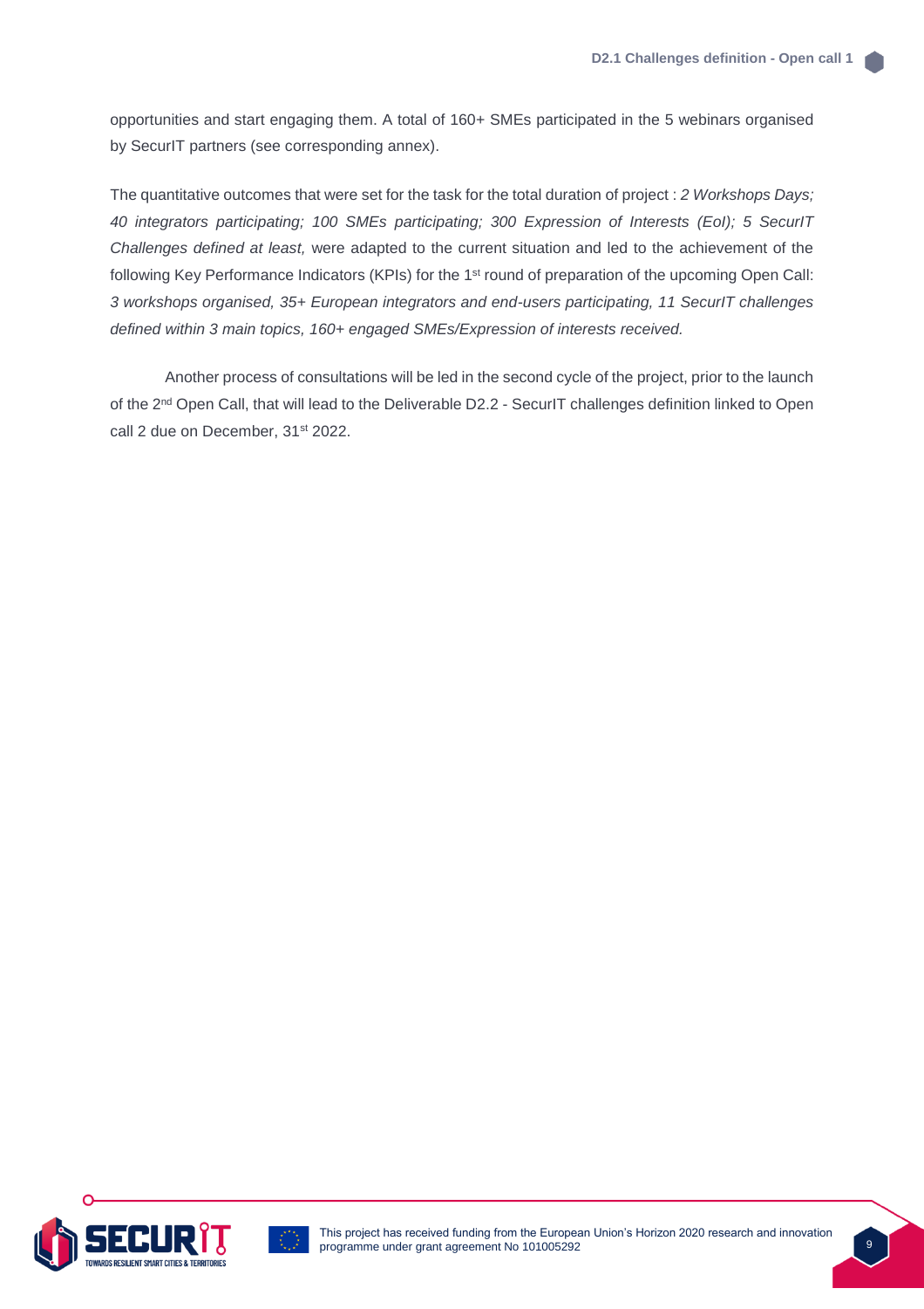opportunities and start engaging them. A total of 160+ SMEs participated in the 5 webinars organised by SecurIT partners (see corresponding annex).

The quantitative outcomes that were set for the task for the total duration of project : *2 Workshops Days; 40 integrators participating; 100 SMEs participating; 300 Expression of Interests (EoI); 5 SecurIT Challenges defined at least,* were adapted to the current situation and led to the achievement of the following Key Performance Indicators (KPIs) for the 1st round of preparation of the upcoming Open Call: *3 workshops organised, 35+ European integrators and end-users participating, 11 SecurIT challenges defined within 3 main topics, 160+ engaged SMEs/Expression of interests received.*

Another process of consultations will be led in the second cycle of the project, prior to the launch of the 2nd Open Call, that will lead to the Deliverable D2.2 - SecurIT challenges definition linked to Open call 2 due on December, 31st 2022.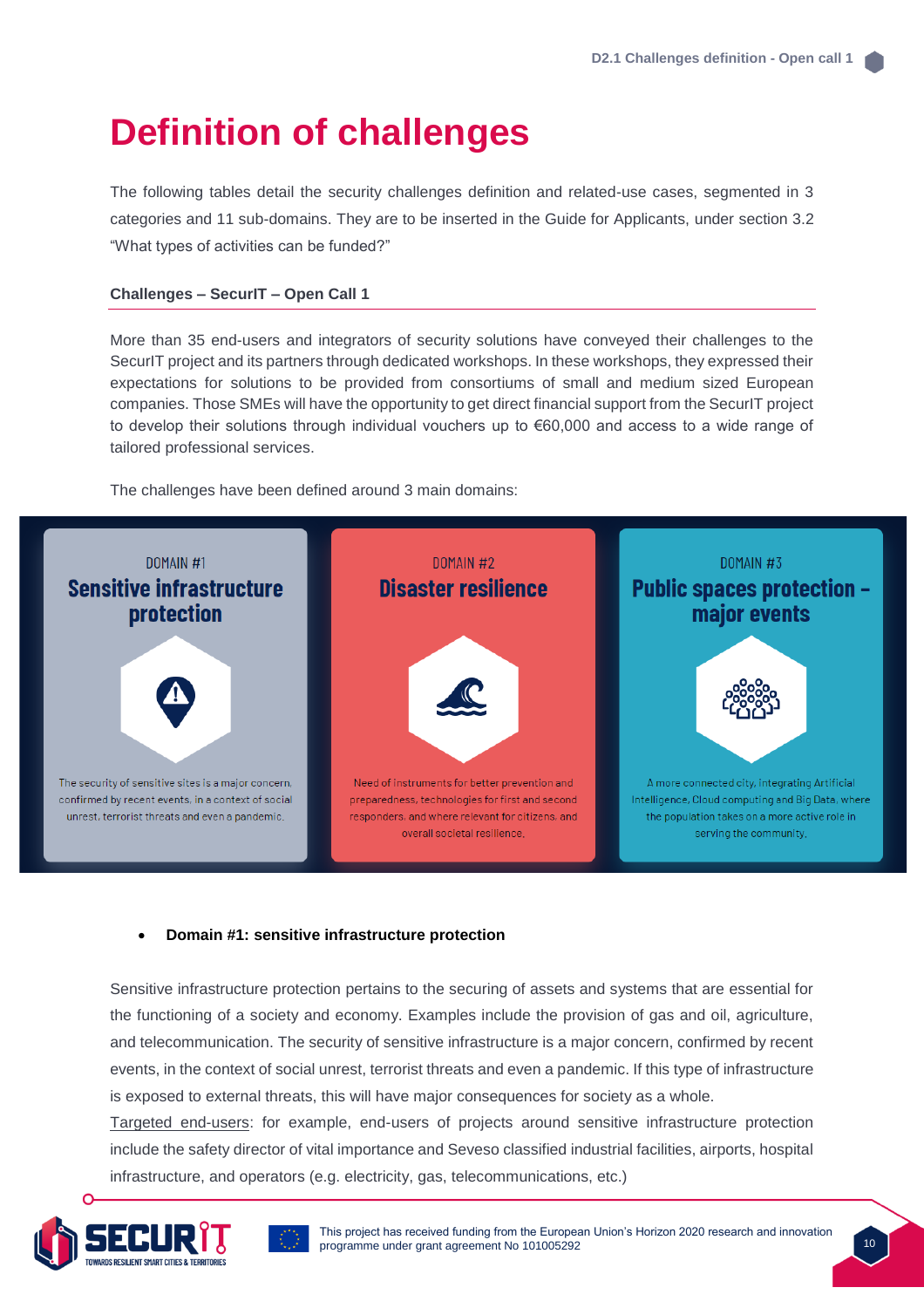# Definition of challenges

The following tables detail the security challenges definition and related-use cases, segmented in 3 categories and 11 sub-domains. They are to be inserted in the Guide for Applicants, under section 3.2 "What types of activities can be funded?"

**Challenges – SecurIT – Open Call 1**

More than 35 end-users and integrators of security solutions have conveyed their challenges to the SecurIT project and its partners through dedicated workshops. In these workshops, they expressed their expectations for solutions to be provided from consortiums of small and medium sized European companies. Those SMEs will have the opportunity to get direct financial support from the SecurIT project to develop their solutions through individual vouchers up to €60,000 and access to a wide range of tailored professional services.

The challenges have been defined around 3 main domains:

DOMAIN #1
**Sensitive infrastructure protection**

The security of sensitive sites is a major concern, confirmed by recent events, in a context of social unrest, terrorist threats and even a pandemic.

DOMAIN #2
**Disaster resilience**

Need of instruments for better prevention and preparedness, technologies for first and second responders, and where relevant for citizens, and overall societal resilience.

DOMAIN #3
**Public spaces protection – major events**

A more connected city, integrating Artificial Intelligence, Cloud computing and Big Data, where the population takes on a more active role in serving the community.

- **Domain #1: sensitive infrastructure protection**

Sensitive infrastructure protection pertains to the securing of assets and systems that are essential for the functioning of a society and economy. Examples include the provision of gas and oil, agriculture, and telecommunication. The security of sensitive infrastructure is a major concern, confirmed by recent events, in the context of social unrest, terrorist threats and even a pandemic. If this type of infrastructure is exposed to external threats, this will have major consequences for society as a whole.

Targeted end-users: for example, end-users of projects around sensitive infrastructure protection include the safety director of vital importance and Seveso classified industrial facilities, airports, hospital infrastructure, and operators (e.g. electricity, gas, telecommunications, etc.)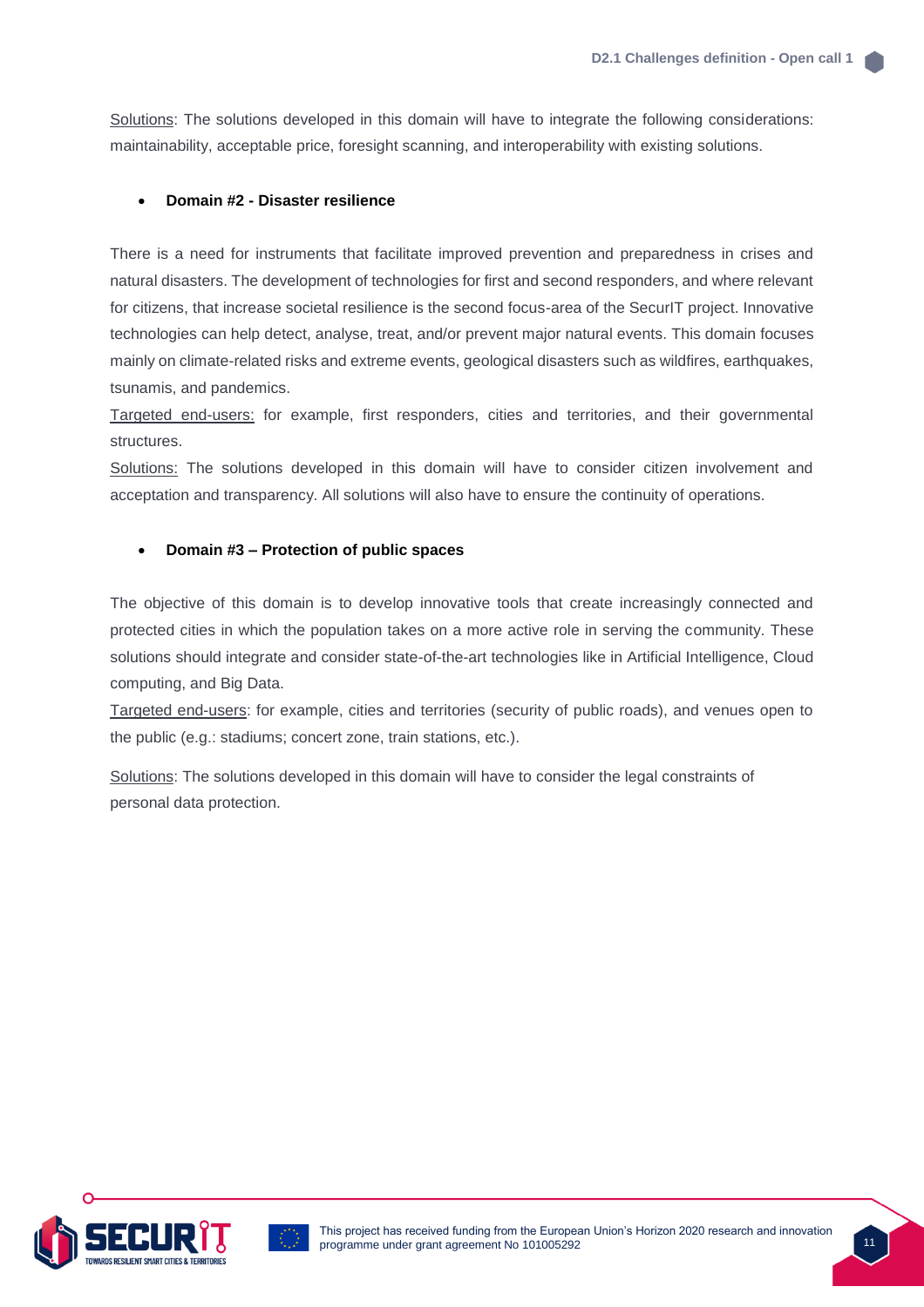Solutions: The solutions developed in this domain will have to integrate the following considerations: maintainability, acceptable price, foresight scanning, and interoperability with existing solutions.

- **Domain #2 - Disaster resilience**

There is a need for instruments that facilitate improved prevention and preparedness in crises and natural disasters. The development of technologies for first and second responders, and where relevant for citizens, that increase societal resilience is the second focus-area of the SecurIT project. Innovative technologies can help detect, analyse, treat, and/or prevent major natural events. This domain focuses mainly on climate-related risks and extreme events, geological disasters such as wildfires, earthquakes, tsunamis, and pandemics.

Targeted end-users: for example, first responders, cities and territories, and their governmental structures.

Solutions: The solutions developed in this domain will have to consider citizen involvement and acceptation and transparency. All solutions will also have to ensure the continuity of operations.

- **Domain #3 – Protection of public spaces**

The objective of this domain is to develop innovative tools that create increasingly connected and protected cities in which the population takes on a more active role in serving the community. These solutions should integrate and consider state-of-the-art technologies like in Artificial Intelligence, Cloud computing, and Big Data.

Targeted end-users: for example, cities and territories (security of public roads), and venues open to the public (e.g.: stadiums; concert zone, train stations, etc.).

Solutions: The solutions developed in this domain will have to consider the legal constraints of personal data protection.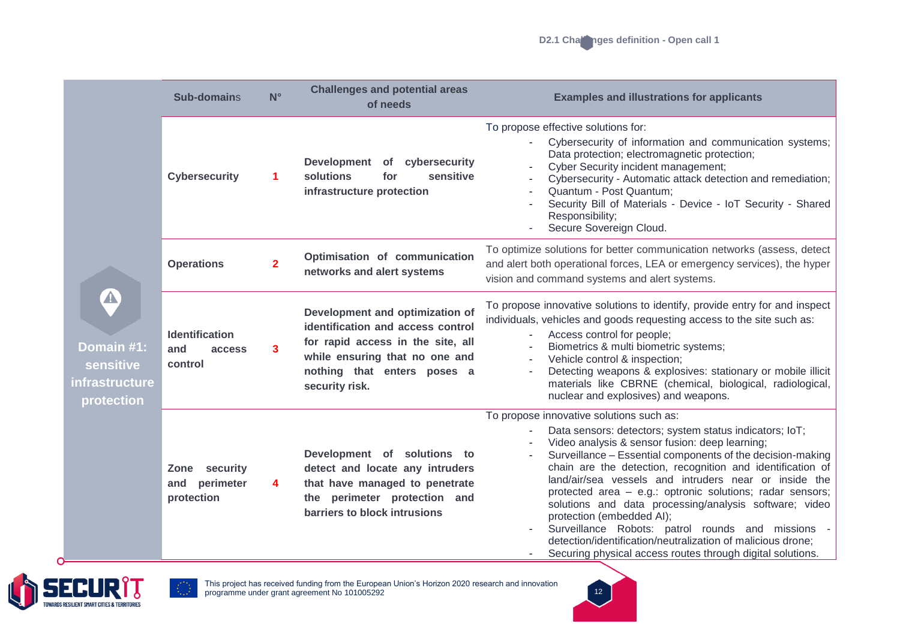| | Sub-domains | N° | Challenges and potential areas of needs | Examples and illustrations for applicants |
|---|---|---|---|---|
| Domain #1: sensitive infrastructure protection | **Cybersecurity** | **1** | **Development of cybersecurity solutions for sensitive infrastructure protection** | To propose effective solutions for:<br>- Cybersecurity of information and communication systems; Data protection; electromagnetic protection;<br>- Cyber Security incident management;<br>- Cybersecurity - Automatic attack detection and remediation;<br>- Quantum - Post Quantum;<br>- Security Bill of Materials - Device - IoT Security - Shared Responsibility;<br>- Secure Sovereign Cloud. |
| | **Operations** | **2** | **Optimisation of communication networks and alert systems** | To optimize solutions for better communication networks (assess, detect and alert both operational forces, LEA or emergency services), the hyper vision and command systems and alert systems. |
| | **Identification and access control** | **3** | **Development and optimization of identification and access control for rapid access in the site, all while ensuring that no one and nothing that enters poses a security risk.** | To propose innovative solutions to identify, provide entry for and inspect individuals, vehicles and goods requesting access to the site such as:<br>- Access control for people;<br>- Biometrics & multi biometric systems;<br>- Vehicle control & inspection;<br>- Detecting weapons & explosives: stationary or mobile illicit materials like CBRNE (chemical, biological, radiological, nuclear and explosives) and weapons. |
| | **Zone security and perimeter protection** | **4** | **Development of solutions to detect and locate any intruders that have managed to penetrate the perimeter protection and barriers to block intrusions** | To propose innovative solutions such as:<br>- Data sensors: detectors; system status indicators; IoT;<br>- Video analysis & sensor fusion: deep learning;<br>- Surveillance – Essential components of the decision-making chain are the detection, recognition and identification of land/air/sea vessels and intruders near or inside the protected area – e.g.: optronic solutions; radar sensors; solutions and data processing/analysis software; video protection (embedded AI);<br>- Surveillance Robots: patrol rounds and missions - detection/identification/neutralization of malicious drone;<br>- Securing physical access routes through digital solutions. |

This project has received funding from the European Union's Horizon 2020 research and innovation programme under grant agreement No 101005292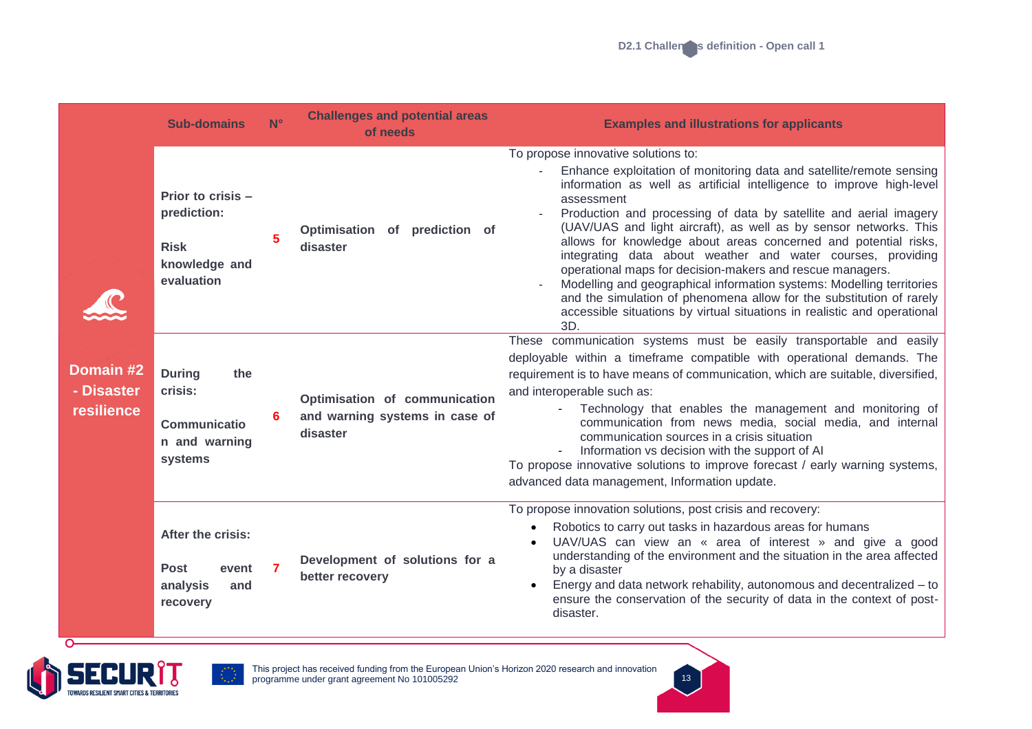| | Sub-domains | N° | Challenges and potential areas of needs | Examples and illustrations for applicants |
|---|---|---|---|---|
| Domain #2 - Disaster resilience | **Prior to crisis – prediction:**<br><br>**Risk knowledge and evaluation** | 5 | **Optimisation of prediction of disaster** | To propose innovative solutions to:<br>- Enhance exploitation of monitoring data and satellite/remote sensing information as well as artificial intelligence to improve high-level assessment<br>- Production and processing of data by satellite and aerial imagery (UAV/UAS and light aircraft), as well as by sensor networks. This allows for knowledge about areas concerned and potential risks, integrating data about weather and water courses, providing operational maps for decision-makers and rescue managers.<br>- Modelling and geographical information systems: Modelling territories and the simulation of phenomena allow for the substitution of rarely accessible situations by virtual situations in realistic and operational 3D. |
| | **During the crisis:**<br><br>**Communication and warning systems** | 6 | **Optimisation of communication and warning systems in case of disaster** | These communication systems must be easily transportable and easily deployable within a timeframe compatible with operational demands. The requirement is to have means of communication, which are suitable, diversified, and interoperable such as:<br>- Technology that enables the management and monitoring of communication from news media, social media, and internal communication sources in a crisis situation<br>- Information vs decision with the support of AI<br>To propose innovative solutions to improve forecast / early warning systems, advanced data management, Information update. |
| | **After the crisis:**<br><br>**Post event analysis and recovery** | 7 | **Development of solutions for a better recovery** | To propose innovation solutions, post crisis and recovery:<br>• Robotics to carry out tasks in hazardous areas for humans<br>• UAV/UAS can view an « area of interest » and give a good understanding of the environment and the situation in the area affected by a disaster<br>• Energy and data network rehability, autonomous and decentralized – to ensure the conservation of the security of data in the context of post-disaster. |

This project has received funding from the European Union's Horizon 2020 research and innovation programme under grant agreement No 101005292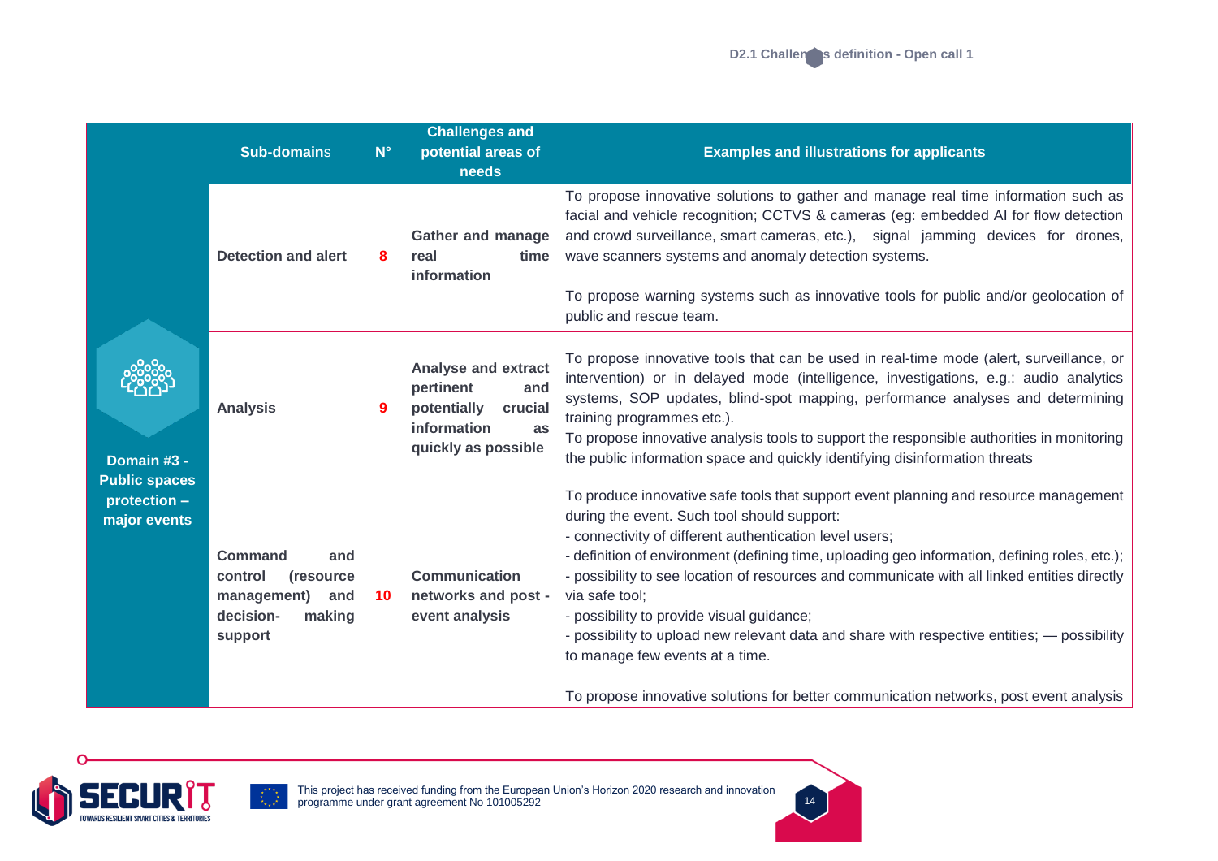| | Sub-domains | N° | Challenges and potential areas of needs | Examples and illustrations for applicants |
|---|---|---|---|---|
| Domain #3 - Public spaces protection – major events | Detection and alert | 8 | Gather and manage real time information | To propose innovative solutions to gather and manage real time information such as facial and vehicle recognition; CCTVS & cameras (eg: embedded AI for flow detection and crowd surveillance, smart cameras, etc.), signal jamming devices for drones, wave scanners systems and anomaly detection systems.<br><br>To propose warning systems such as innovative tools for public and/or geolocation of public and rescue team. |
| | Analysis | 9 | Analyse and extract pertinent and potentially crucial information as quickly as possible | To propose innovative tools that can be used in real-time mode (alert, surveillance, or intervention) or in delayed mode (intelligence, investigations, e.g.: audio analytics systems, SOP updates, blind-spot mapping, performance analyses and determining training programmes etc.).<br>To propose innovative analysis tools to support the responsible authorities in monitoring the public information space and quickly identifying disinformation threats |
| | Command and control (resource management) and decision-making support | 10 | Communication networks and post - event analysis | To produce innovative safe tools that support event planning and resource management during the event. Such tool should support:<br>- connectivity of different authentication level users;<br>- definition of environment (defining time, uploading geo information, defining roles, etc.);<br>- possibility to see location of resources and communicate with all linked entities directly via safe tool;<br>- possibility to provide visual guidance;<br>- possibility to upload new relevant data and share with respective entities; — possibility to manage few events at a time.<br><br>To propose innovative solutions for better communication networks, post event analysis |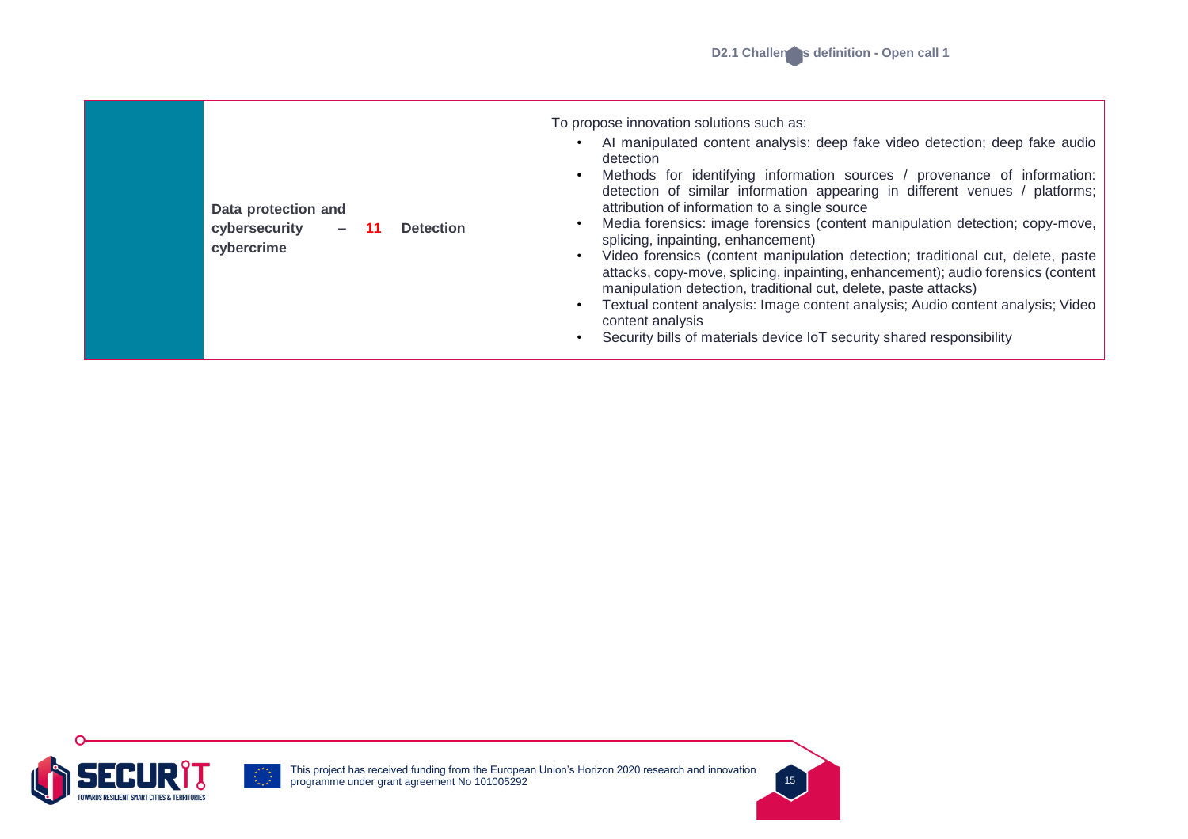| | Data protection and cybersecurity – cybercrime | 11 | Detection | To propose innovation solutions such as:<br>• AI manipulated content analysis: deep fake video detection; deep fake audio detection<br>• Methods for identifying information sources / provenance of information: detection of similar information appearing in different venues / platforms; attribution of information to a single source<br>• Media forensics: image forensics (content manipulation detection; copy-move, splicing, inpainting, enhancement)<br>• Video forensics (content manipulation detection; traditional cut, delete, paste attacks, copy-move, splicing, inpainting, enhancement); audio forensics (content manipulation detection, traditional cut, delete, paste attacks)<br>• Textual content analysis: Image content analysis; Audio content analysis; Video content analysis<br>• Security bills of materials device IoT security shared responsibility |
|---|---|---|---|---|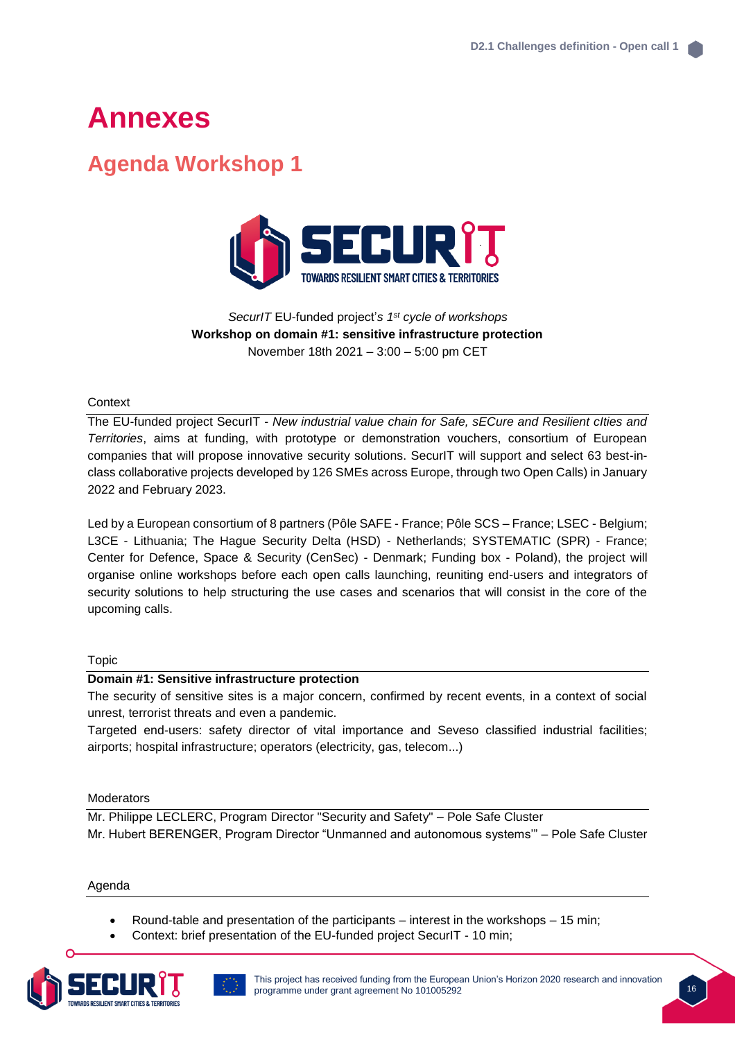# Annexes

## Agenda Workshop 1

*SecurIT* EU-funded project's *1st cycle of workshops*

**Workshop on domain #1: sensitive infrastructure protection**

November 18th 2021 – 3:00 – 5:00 pm CET

Context

The EU-funded project SecurIT - *New industrial value chain for Safe, sECure and Resilient cIties and Territories*, aims at funding, with prototype or demonstration vouchers, consortium of European companies that will propose innovative security solutions. SecurIT will support and select 63 best-in-class collaborative projects developed by 126 SMEs across Europe, through two Open Calls) in January 2022 and February 2023.

Led by a European consortium of 8 partners (Pôle SAFE - France; Pôle SCS – France; LSEC - Belgium; L3CE - Lithuania; The Hague Security Delta (HSD) - Netherlands; SYSTEMATIC (SPR) - France; Center for Defence, Space & Security (CenSec) - Denmark; Funding box - Poland), the project will organise online workshops before each open calls launching, reuniting end-users and integrators of security solutions to help structuring the use cases and scenarios that will consist in the core of the upcoming calls.

Topic

**Domain #1: Sensitive infrastructure protection**

The security of sensitive sites is a major concern, confirmed by recent events, in a context of social unrest, terrorist threats and even a pandemic.

Targeted end-users: safety director of vital importance and Seveso classified industrial facilities; airports; hospital infrastructure; operators (electricity, gas, telecom...)

Moderators

Mr. Philippe LECLERC, Program Director "Security and Safety" – Pole Safe Cluster

Mr. Hubert BERENGER, Program Director "Unmanned and autonomous systems'" – Pole Safe Cluster

Agenda

- Round-table and presentation of the participants – interest in the workshops – 15 min;
- Context: brief presentation of the EU-funded project SecurIT - 10 min;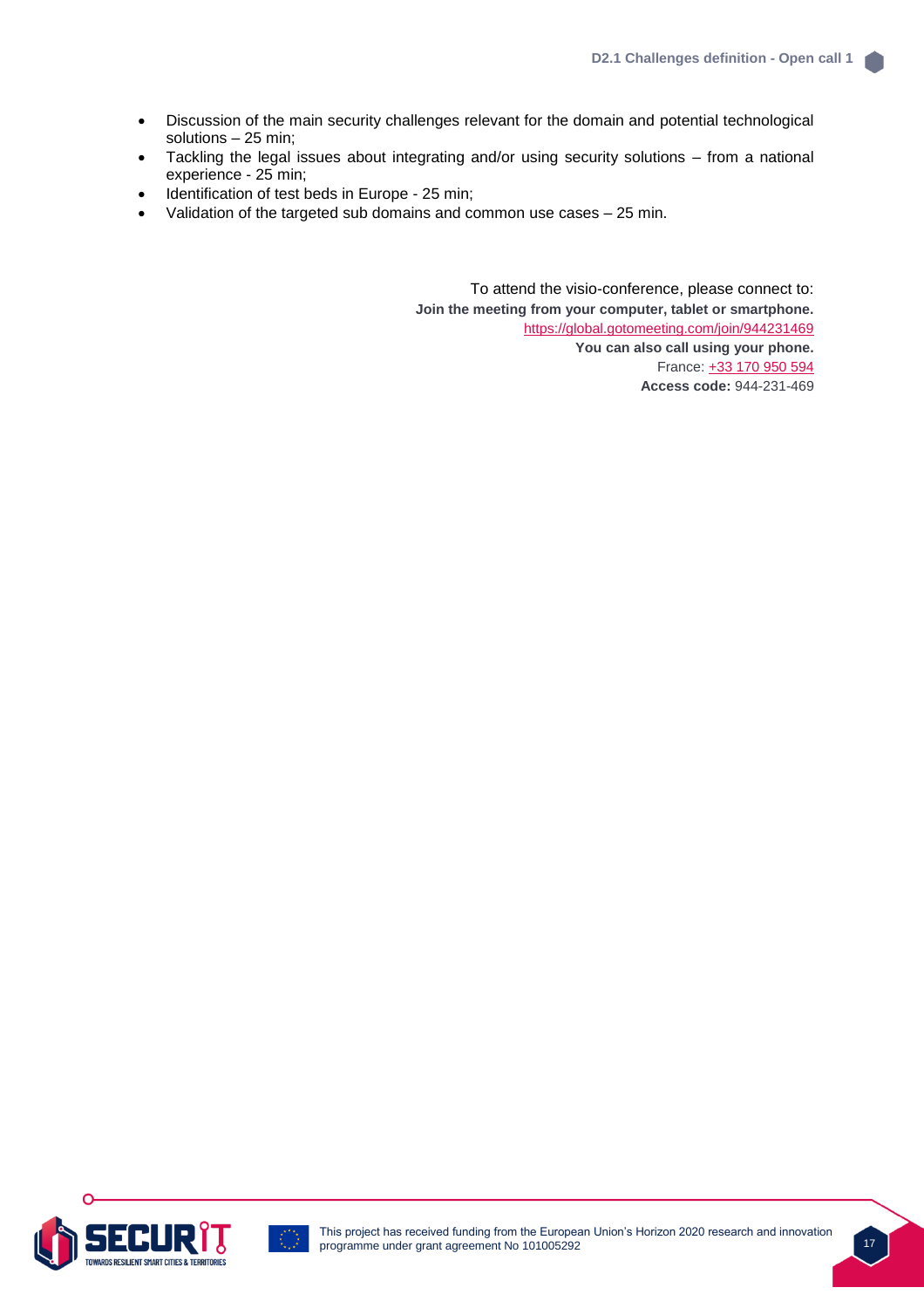- Discussion of the main security challenges relevant for the domain and potential technological solutions – 25 min;
- Tackling the legal issues about integrating and/or using security solutions – from a national experience - 25 min;
- Identification of test beds in Europe - 25 min;
- Validation of the targeted sub domains and common use cases – 25 min.

To attend the visio-conference, please connect to:

**Join the meeting from your computer, tablet or smartphone.**

https://global.gotomeeting.com/join/944231469

**You can also call using your phone.**

France: +33 170 950 594

**Access code:** 944-231-469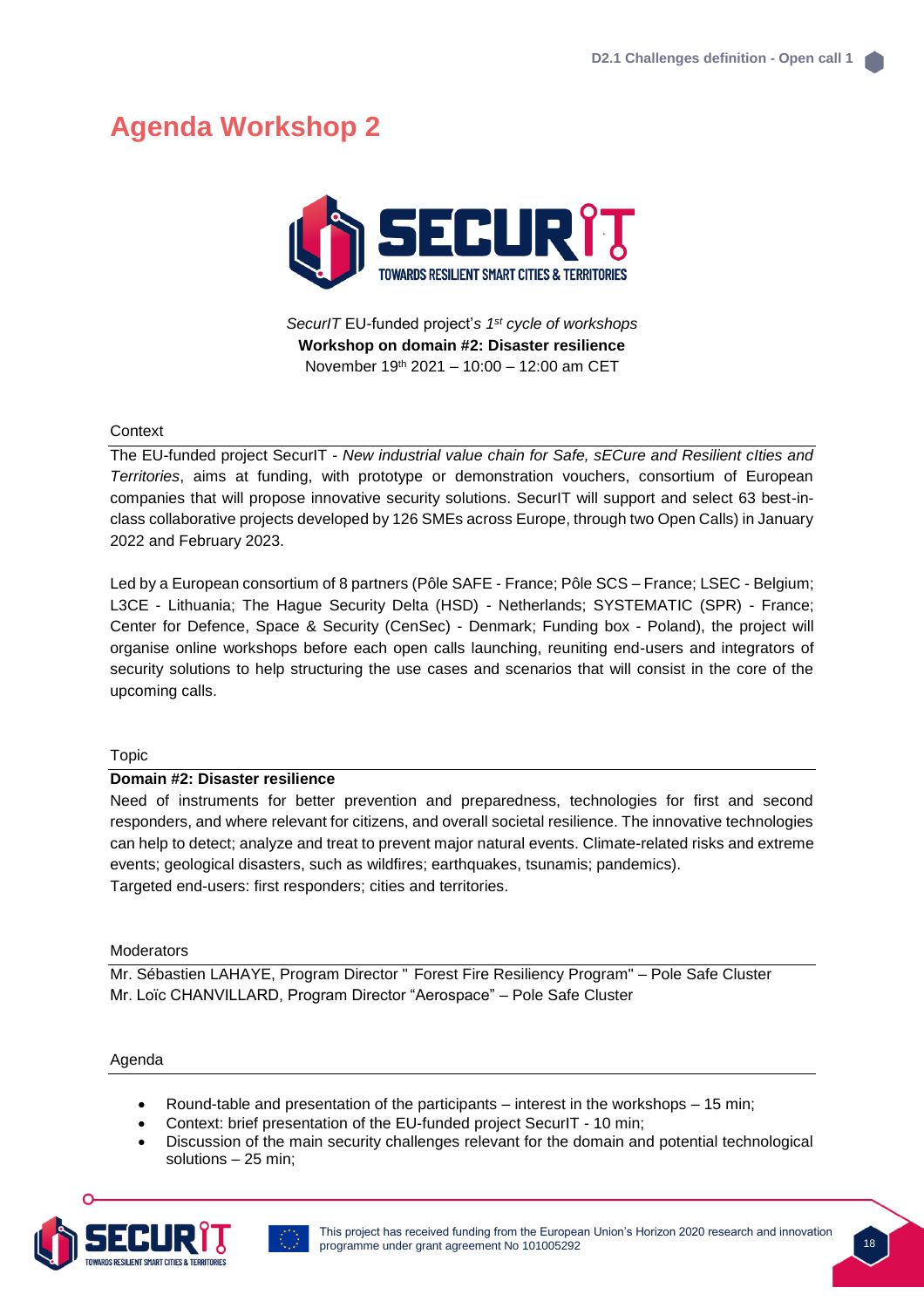# Agenda Workshop 2

*SecurIT* EU-funded project's *1st cycle of workshops*
**Workshop on domain #2: Disaster resilience**
November 19th 2021 – 10:00 – 12:00 am CET

Context

The EU-funded project SecurIT - *New industrial value chain for Safe, sECure and Resilient cIties and Territories*, aims at funding, with prototype or demonstration vouchers, consortium of European companies that will propose innovative security solutions. SecurIT will support and select 63 best-in-class collaborative projects developed by 126 SMEs across Europe, through two Open Calls) in January 2022 and February 2023.

Led by a European consortium of 8 partners (Pôle SAFE - France; Pôle SCS – France; LSEC - Belgium; L3CE - Lithuania; The Hague Security Delta (HSD) - Netherlands; SYSTEMATIC (SPR) - France; Center for Defence, Space & Security (CenSec) - Denmark; Funding box - Poland), the project will organise online workshops before each open calls launching, reuniting end-users and integrators of security solutions to help structuring the use cases and scenarios that will consist in the core of the upcoming calls.

Topic

**Domain #2: Disaster resilience**

Need of instruments for better prevention and preparedness, technologies for first and second responders, and where relevant for citizens, and overall societal resilience. The innovative technologies can help to detect; analyze and treat to prevent major natural events. Climate-related risks and extreme events; geological disasters, such as wildfires; earthquakes, tsunamis; pandemics).
Targeted end-users: first responders; cities and territories.

Moderators

Mr. Sébastien LAHAYE, Program Director " Forest Fire Resiliency Program" – Pole Safe Cluster
Mr. Loïc CHANVILLARD, Program Director "Aerospace" – Pole Safe Cluster

Agenda

- Round-table and presentation of the participants – interest in the workshops – 15 min;
- Context: brief presentation of the EU-funded project SecurIT - 10 min;
- Discussion of the main security challenges relevant for the domain and potential technological solutions – 25 min;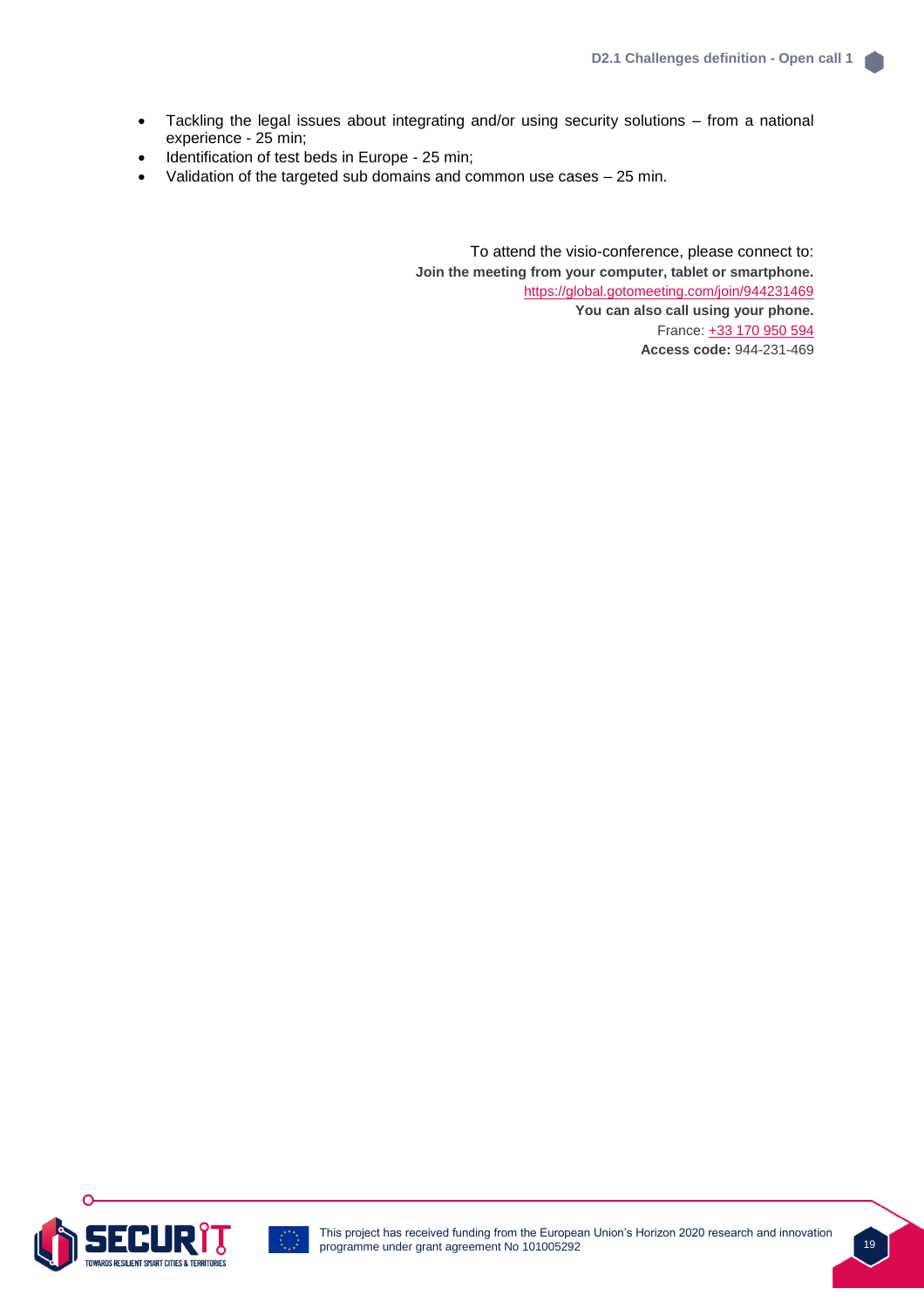- Tackling the legal issues about integrating and/or using security solutions – from a national experience - 25 min;
- Identification of test beds in Europe - 25 min;
- Validation of the targeted sub domains and common use cases – 25 min.

To attend the visio-conference, please connect to:

**Join the meeting from your computer, tablet or smartphone.**

https://global.gotomeeting.com/join/944231469

**You can also call using your phone.**

France: +33 170 950 594

**Access code:** 944-231-469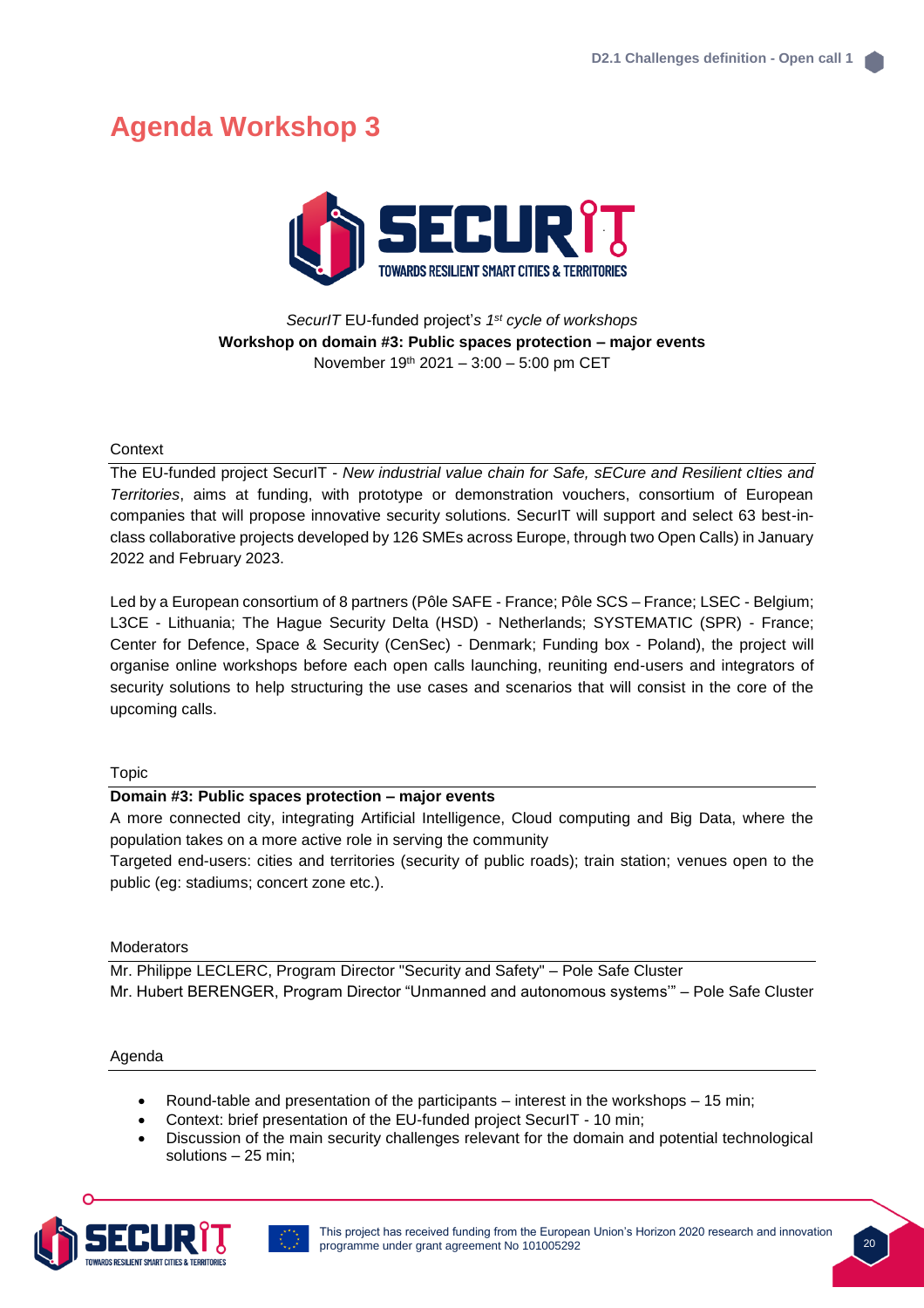# Agenda Workshop 3

*SecurIT* EU-funded project's *1st cycle of workshops*

**Workshop on domain #3: Public spaces protection – major events**

November 19th 2021 – 3:00 – 5:00 pm CET

Context

The EU-funded project SecurIT - *New industrial value chain for Safe, sECure and Resilient cIties and Territories*, aims at funding, with prototype or demonstration vouchers, consortium of European companies that will propose innovative security solutions. SecurIT will support and select 63 best-in-class collaborative projects developed by 126 SMEs across Europe, through two Open Calls) in January 2022 and February 2023.

Led by a European consortium of 8 partners (Pôle SAFE - France; Pôle SCS – France; LSEC - Belgium; L3CE - Lithuania; The Hague Security Delta (HSD) - Netherlands; SYSTEMATIC (SPR) - France; Center for Defence, Space & Security (CenSec) - Denmark; Funding box - Poland), the project will organise online workshops before each open calls launching, reuniting end-users and integrators of security solutions to help structuring the use cases and scenarios that will consist in the core of the upcoming calls.

Topic

**Domain #3: Public spaces protection – major events**

A more connected city, integrating Artificial Intelligence, Cloud computing and Big Data, where the population takes on a more active role in serving the community

Targeted end-users: cities and territories (security of public roads); train station; venues open to the public (eg: stadiums; concert zone etc.).

Moderators

Mr. Philippe LECLERC, Program Director "Security and Safety" – Pole Safe Cluster

Mr. Hubert BERENGER, Program Director "Unmanned and autonomous systems'" – Pole Safe Cluster

Agenda

- Round-table and presentation of the participants – interest in the workshops – 15 min;
- Context: brief presentation of the EU-funded project SecurIT - 10 min;
- Discussion of the main security challenges relevant for the domain and potential technological solutions – 25 min;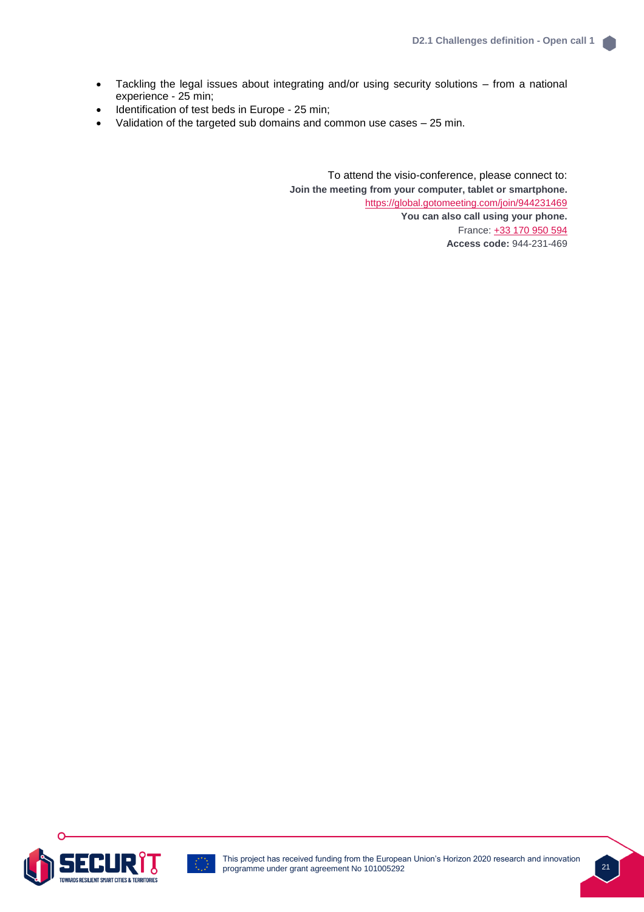- Tackling the legal issues about integrating and/or using security solutions – from a national experience - 25 min;
- Identification of test beds in Europe - 25 min;
- Validation of the targeted sub domains and common use cases – 25 min.

To attend the visio-conference, please connect to:

**Join the meeting from your computer, tablet or smartphone.**

https://global.gotomeeting.com/join/944231469

**You can also call using your phone.**

France: +33 170 950 594

**Access code:** 944-231-469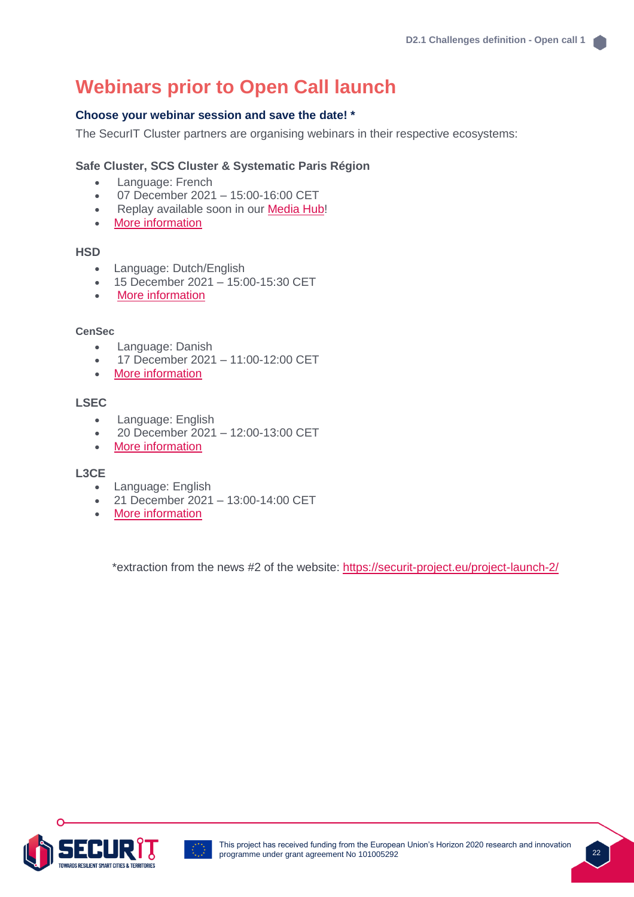# Webinars prior to Open Call launch

**Choose your webinar session and save the date! ***

The SecurIT Cluster partners are organising webinars in their respective ecosystems:

### Safe Cluster, SCS Cluster & Systematic Paris Région

- Language: French
- 07 December 2021 – 15:00-16:00 CET
- Replay available soon in our Media Hub!
- More information

### HSD

- Language: Dutch/English
- 15 December 2021 – 15:00-15:30 CET
- More information

### CenSec

- Language: Danish
- 17 December 2021 – 11:00-12:00 CET
- More information

### LSEC

- Language: English
- 20 December 2021 – 12:00-13:00 CET
- More information

### L3CE

- Language: English
- 21 December 2021 – 13:00-14:00 CET
- More information

*extraction from the news #2 of the website: https://securit-project.eu/project-launch-2/